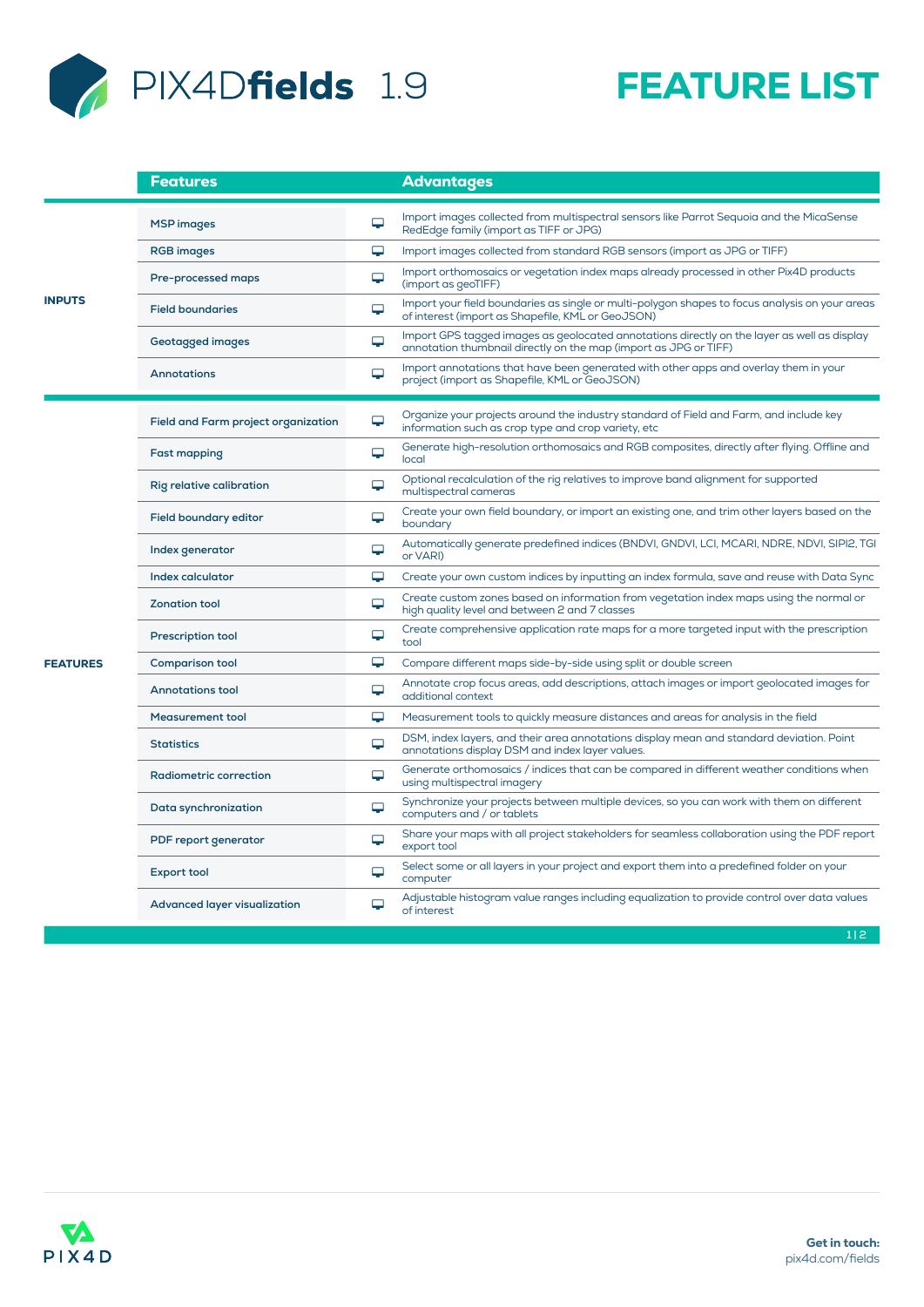# PIX4Dfields 1.9

# FEATURE LIST

| | Features | | Advantages |
|---|---|---|---|
| **INPUTS** | MSP images | 🖥 | Import images collected from multispectral sensors like Parrot Sequoia and the MicaSense RedEdge family (import as TIFF or JPG) |
| | RGB images | 🖥 | Import images collected from standard RGB sensors (import as JPG or TIFF) |
| | Pre-processed maps | 🖥 | Import orthomosaics or vegetation index maps already processed in other Pix4D products (import as geoTIFF) |
| | Field boundaries | 🖥 | Import your field boundaries as single or multi-polygon shapes to focus analysis on your areas of interest (import as Shapefile, KML or GeoJSON) |
| | Geotagged images | 🖥 | Import GPS tagged images as geolocated annotations directly on the layer as well as display annotation thumbnail directly on the map (import as JPG or TIFF) |
| | Annotations | 🖥 | Import annotations that have been generated with other apps and overlay them in your project (import as Shapefile, KML or GeoJSON) |
| **FEATURES** | Field and Farm project organization | 🖥 | Organize your projects around the industry standard of Field and Farm, and include key information such as crop type and crop variety, etc |
| | Fast mapping | 🖥 | Generate high-resolution orthomosaics and RGB composites, directly after flying. Offline and local |
| | Rig relative calibration | 🖥 | Optional recalculation of the rig relatives to improve band alignment for supported multispectral cameras |
| | Field boundary editor | 🖥 | Create your own field boundary, or import an existing one, and trim other layers based on the boundary |
| | Index generator | 🖥 | Automatically generate predefined indices (BNDVI, GNDVI, LCI, MCARI, NDRE, NDVI, SIPI2, TGI or VARI) |
| | Index calculator | 🖥 | Create your own custom indices by inputting an index formula, save and reuse with Data Sync |
| | Zonation tool | 🖥 | Create custom zones based on information from vegetation index maps using the normal or high quality level and between 2 and 7 classes |
| | Prescription tool | 🖥 | Create comprehensive application rate maps for a more targeted input with the prescription tool |
| | Comparison tool | 🖥 | Compare different maps side-by-side using split or double screen |
| | Annotations tool | 🖥 | Annotate crop focus areas, add descriptions, attach images or import geolocated images for additional context |
| | Measurement tool | 🖥 | Measurement tools to quickly measure distances and areas for analysis in the field |
| | Statistics | 🖥 | DSM, index layers, and their area annotations display mean and standard deviation. Point annotations display DSM and index layer values. |
| | Radiometric correction | 🖥 | Generate orthomosaics / indices that can be compared in different weather conditions when using multispectral imagery |
| | Data synchronization | 🖥 | Synchronize your projects between multiple devices, so you can work with them on different computers and / or tablets |
| | PDF report generator | 🖥 | Share your maps with all project stakeholders for seamless collaboration using the PDF report export tool |
| | Export tool | 🖥 | Select some or all layers in your project and export them into a predefined folder on your computer |
| | Advanced layer visualization | 🖥 | Adjustable histogram value ranges including equalization to provide control over data values of interest |

PIX4D

**Get in touch:**
pix4d.com/fields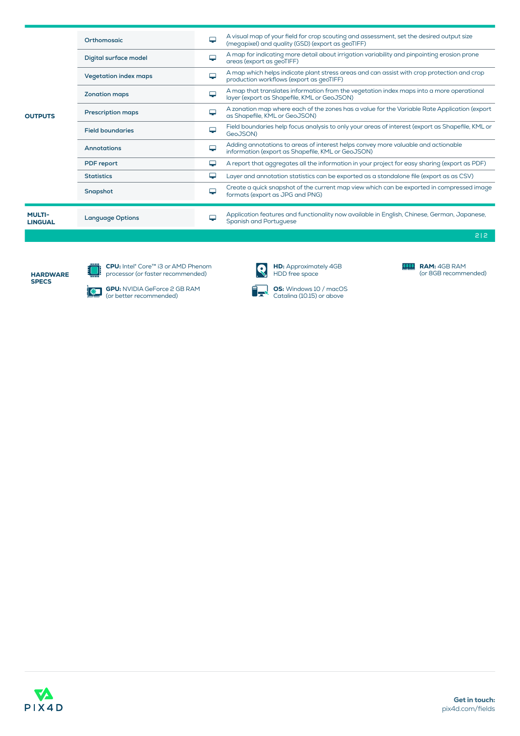| | | | |
|---|---|---|---|
| **OUTPUTS** | Orthomosaic | 🖥 | A visual map of your field for crop scouting and assessment, set the desired output size (megapixel) and quality (GSD) (export as geoTIFF) |
| | Digital surface model | 🖥 | A map for indicating more detail about irrigation variability and pinpointing erosion prone areas (export as geoTIFF) |
| | Vegetation index maps | 🖥 | A map which helps indicate plant stress areas and can assist with crop protection and crop production workflows (export as geoTIFF) |
| | Zonation maps | 🖥 | A map that translates information from the vegetation index maps into a more operational layer (export as Shapefile, KML or GeoJSON) |
| | Prescription maps | 🖥 | A zonation map where each of the zones has a value for the Variable Rate Application (export as Shapefile, KML or GeoJSON) |
| | Field boundaries | 🖥 | Field boundaries help focus analysis to only your areas of interest (export as Shapefile, KML or GeoJSON) |
| | Annotations | 🖥 | Adding annotations to areas of interest helps convey more valuable and actionable information (export as Shapefile, KML or GeoJSON) |
| | PDF report | 🖥 | A report that aggregates all the information in your project for easy sharing (export as PDF) |
| | Statistics | 🖥 | Layer and annotation statistics can be exported as a standalone file (export as as CSV) |
| | Snapshot | 🖥 | Create a quick snapshot of the current map view which can be exported in compressed image formats (export as JPG and PNG) |
| **MULTI-LINGUAL** | Language Options | 🖥 | Application features and functionality now available in English, Chinese, German, Japanese, Spanish and Portuguese |

**HARDWARE SPECS**

- **CPU:** Intel® Core™ i3 or AMD Phenom processor (or faster recommended)
- **GPU:** NVIDIA GeForce 2 GB RAM (or better recommended)
- **HD:** Approximately 4GB HDD free space
- **OS:** Windows 10 / macOS Catalina (10.15) or above
- **RAM:** 4GB RAM (or 8GB recommended)

PIX4D

**Get in touch:**
pix4d.com/fields